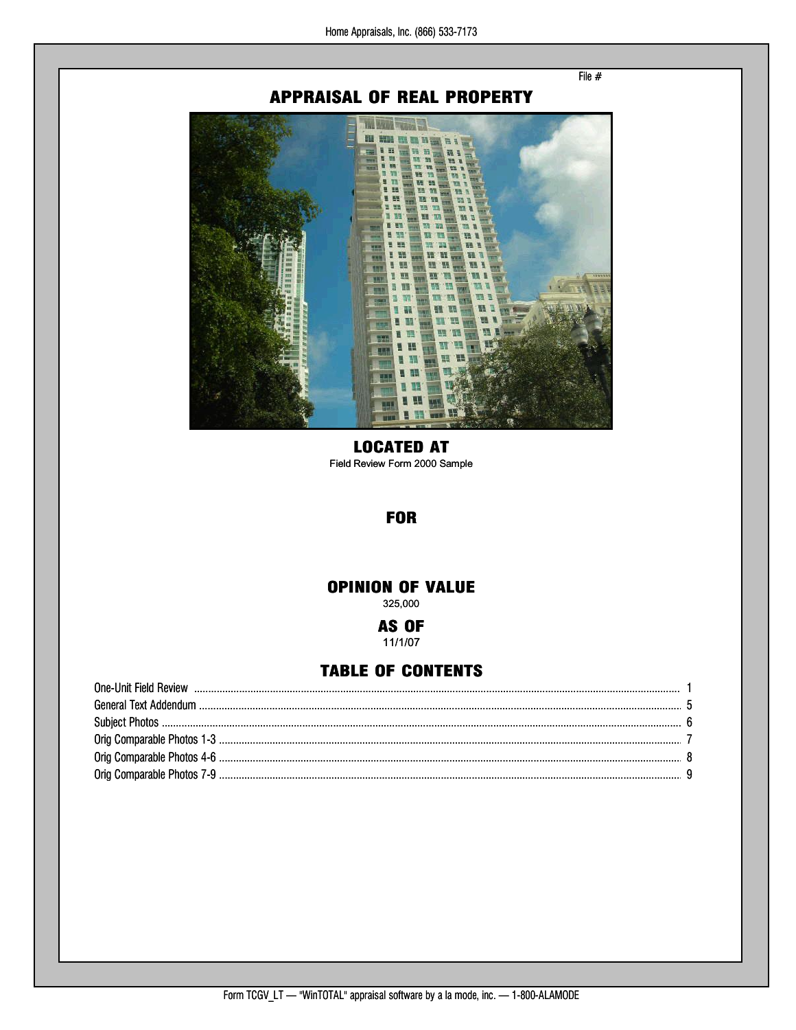File #

# APPRAISAL OF REAL PROPERTY

## LOCATED AT

Field Review Form 2000 Sample

## FOR

## OPINION OF VALUE

325,000

## AS OF

11/1/07

## TABLE OF CONTENTS

| | |
|---|---|
| One-Unit Field Review | 1 |
| General Text Addendum | 5 |
| Subject Photos | 6 |
| Orig Comparable Photos 1-3 | 7 |
| Orig Comparable Photos 4-6 | 8 |
| Orig Comparable Photos 7-9 | 9 |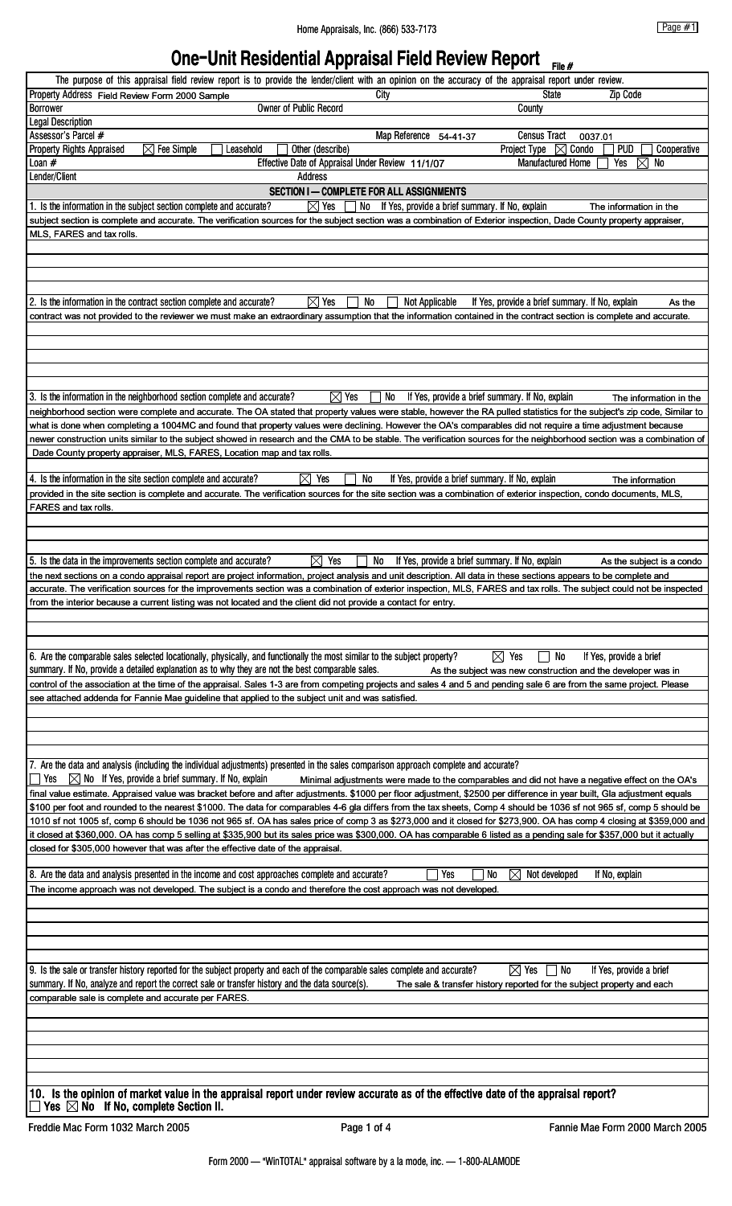# One-Unit Residential Appraisal Field Review Report

File #

The purpose of this appraisal field review report is to provide the lender/client with an opinion on the accuracy of the appraisal report under review.

| | | | |
|---|---|---|---|
| Property Address Field Review Form 2000 Sample | City | State | Zip Code |
| Borrower | Owner of Public Record | County | |
| Legal Description | | | |
| Assessor's Parcel # | Map Reference 54-41-37 | Census Tract 0037.01 | |
| Property Rights Appraised ☒ Fee Simple ☐ Leasehold ☐ Other (describe) | | Project Type ☒ Condo ☐ PUD ☐ Cooperative | |
| Loan # | Effective Date of Appraisal Under Review 11/1/07 | Manufactured Home ☐ Yes ☒ No | |
| Lender/Client | Address | | |

## SECTION I — COMPLETE FOR ALL ASSIGNMENTS

1. Is the information in the subject section complete and accurate? ☒ Yes ☐ No If Yes, provide a brief summary. If No, explain The information in the subject section is complete and accurate. The verification sources for the subject section was a combination of Exterior inspection, Dade County property appraiser, MLS, FARES and tax rolls.

2. Is the information in the contract section complete and accurate? ☒ Yes ☐ No ☐ Not Applicable If Yes, provide a brief summary. If No, explain As the contract was not provided to the reviewer we must make an extraordinary assumption that the information contained in the contract section is complete and accurate.

3. Is the information in the neighborhood section complete and accurate? ☒ Yes ☐ No If Yes, provide a brief summary. If No, explain The information in the neighborhood section were complete and accurate. The OA stated that property values were stable, however the RA pulled statistics for the subject's zip code, Similar to what is done when completing a 1004MC and found that property values were declining. However the OA's comparables did not require a time adjustment because newer construction units similar to the subject showed in research and the CMA to be stable. The verification sources for the neighborhood section was a combination of Dade County property appraiser, MLS, FARES, Location map and tax rolls.

4. Is the information in the site section complete and accurate? ☒ Yes ☐ No If Yes, provide a brief summary. If No, explain The information provided in the site section is complete and accurate. The verification sources for the site section was a combination of exterior inspection, condo documents, MLS, FARES and tax rolls.

5. Is the data in the improvements section complete and accurate? ☒ Yes ☐ No If Yes, provide a brief summary. If No, explain As the subject is a condo the next sections on a condo appraisal report are project information, project analysis and unit description. All data in these sections appears to be complete and accurate. The verification sources for the improvements section was a combination of exterior inspection, MLS, FARES and tax rolls. The subject could not be inspected from the interior because a current listing was not located and the client did not provide a contact for entry.

6. Are the comparable sales selected locationally, physically, and functionally the most similar to the subject property? ☒ Yes ☐ No If Yes, provide a brief summary. If No, provide a detailed explanation as to why they are not the best comparable sales. As the subject was new construction and the developer was in control of the association at the time of the appraisal. Sales 1-3 are from competing projects and sales 4 and 5 and pending sale 6 are from the same project. Please see attached addenda for Fannie Mae guideline that applied to the subject unit and was satisfied.

7. Are the data and analysis (including the individual adjustments) presented in the sales comparison approach complete and accurate?
☐ Yes ☒ No If Yes, provide a brief summary. If No, explain Minimal adjustments were made to the comparables and did not have a negative effect on the OA's final value estimate. Appraised value was bracket before and after adjustments. $1000 per floor adjustment, $2500 per difference in year built, Gla adjustment equals $100 per foot and rounded to the nearest $1000. The data for comparables 4-6 gla differs from the tax sheets, Comp 4 should be 1036 sf not 965 sf, comp 5 should be 1010 sf not 1005 sf, comp 6 should be 1036 not 965 sf. OA has sales price of comp 3 as $273,000 and it closed for $273,900. OA has comp 4 closing at $359,000 and it closed at $360,000. OA has comp 5 selling at $335,900 but its sales price was $300,000. OA has comparable 6 listed as a pending sale for $357,000 but it actually closed for $305,000 however that was after the effective date of the appraisal.

8. Are the data and analysis presented in the income and cost approaches complete and accurate? ☐ Yes ☐ No ☒ Not developed If No, explain
The income approach was not developed. The subject is a condo and therefore the cost approach was not developed.

9. Is the sale or transfer history reported for the subject property and each of the comparable sales complete and accurate? ☒ Yes ☐ No If Yes, provide a brief summary. If No, analyze and report the correct sale or transfer history and the data source(s). The sale & transfer history reported for the subject property and each comparable sale is complete and accurate per FARES.

**10. Is the opinion of market value in the appraisal report under review accurate as of the effective date of the appraisal report?**
☐ Yes ☒ No If No, complete Section II.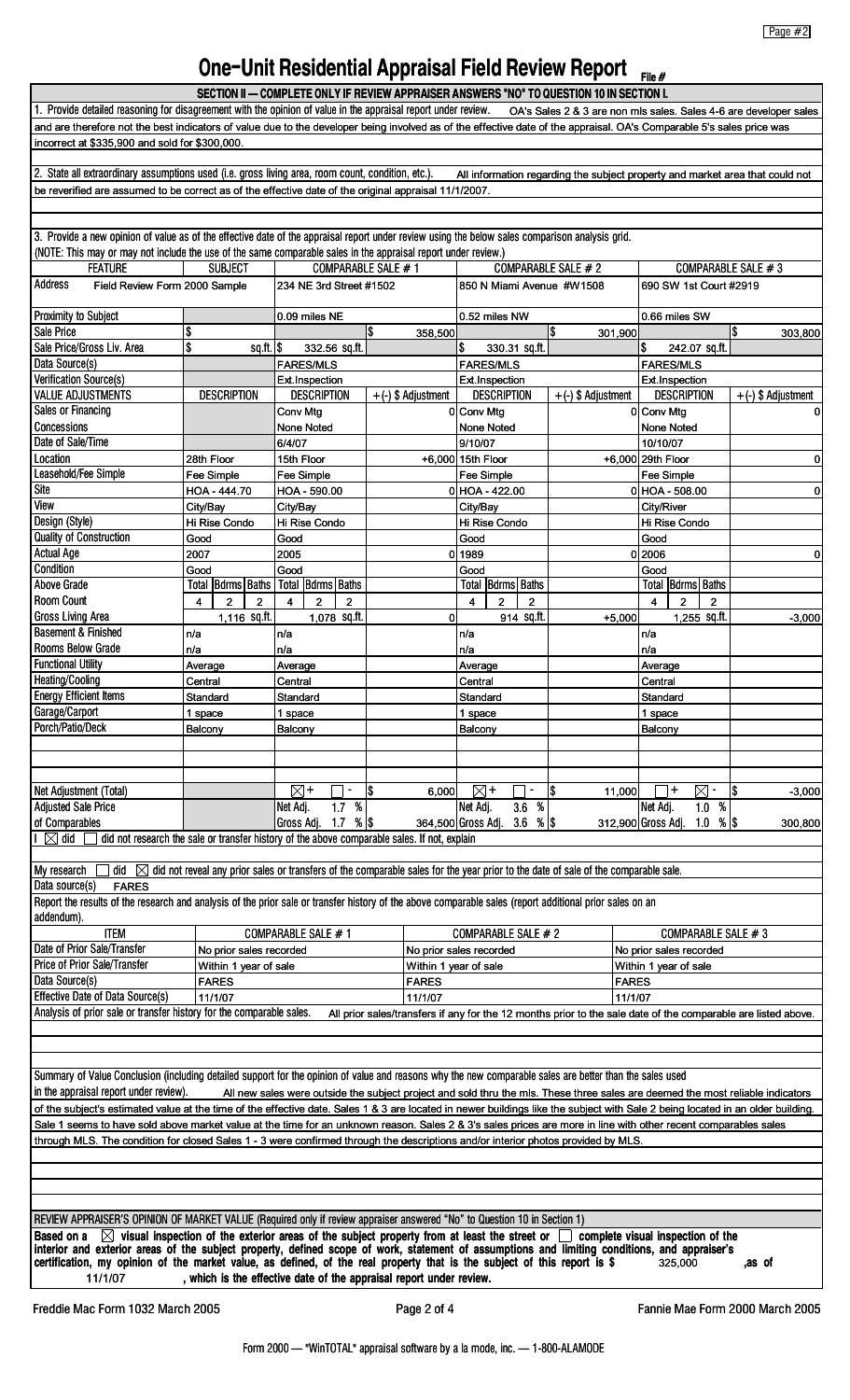# One-Unit Residential Appraisal Field Review Report

File #

## SECTION II — COMPLETE ONLY IF REVIEW APPRAISER ANSWERS "NO" TO QUESTION 10 IN SECTION I.

1. Provide detailed reasoning for disagreement with the opinion of value in the appraisal report under review. OA's Sales 2 & 3 are non mls sales. Sales 4-6 are developer sales and are therefore not the best indicators of value due to the developer being involved as of the effective date of the appraisal. OA's Comparable 5's sales price was incorrect at $335,900 and sold for $300,000.

2. State all extraordinary assumptions used (i.e. gross living area, room count, condition, etc.). All information regarding the subject property and market area that could not be reverified are assumed to be correct as of the effective date of the original appraisal 11/1/2007.

3. Provide a new opinion of value as of the effective date of the appraisal report under review using the below sales comparison analysis grid. (NOTE: This may or may not include the use of the same comparable sales in the appraisal report under review.)

| FEATURE | SUBJECT | COMPARABLE SALE # 1 | | COMPARABLE SALE # 2 | | COMPARABLE SALE # 3 | |
|---|---|---|---|---|---|---|---|
| Address | Field Review Form 2000 Sample | 234 NE 3rd Street #1502 | | 850 N Miami Avenue #W1508 | | 690 SW 1st Court #2919 | |
| Proximity to Subject | | 0.09 miles NE | | 0.52 miles NW | | 0.66 miles SW | |
| Sale Price | $ | | $ 358,500 | | $ 301,900 | | $ 303,800 |
| Sale Price/Gross Liv. Area | $ sq.ft. | $ 332.56 sq.ft. | | $ 330.31 sq.ft. | | $ 242.07 sq.ft. | |
| Data Source(s) | | FARES/MLS | | FARES/MLS | | FARES/MLS | |
| Verification Source(s) | | Ext.Inspection | | Ext.Inspection | | Ext.Inspection | |
| VALUE ADJUSTMENTS | DESCRIPTION | DESCRIPTION | +(-) $ Adjustment | DESCRIPTION | +(-) $ Adjustment | DESCRIPTION | +(-) $ Adjustment |
| Sales or Financing Concessions | | Conv Mtg None Noted | 0 | Conv Mtg None Noted | 0 | Conv Mtg None Noted | 0 |
| Date of Sale/Time | | 6/4/07 | | 9/10/07 | | 10/10/07 | |
| Location | 28th Floor | 15th Floor | +6,000 | 15th Floor | +6,000 | 29th Floor | 0 |
| Leasehold/Fee Simple | Fee Simple | Fee Simple | | Fee Simple | | Fee Simple | |
| Site | HOA - 444.70 | HOA - 590.00 | 0 | HOA - 422.00 | 0 | HOA - 508.00 | 0 |
| View | City/Bay | City/Bay | | City/Bay | | City/River | |
| Design (Style) | Hi Rise Condo | Hi Rise Condo | | Hi Rise Condo | | Hi Rise Condo | |
| Quality of Construction | Good | Good | | Good | | Good | |
| Actual Age | 2007 | 2005 | 0 | 1989 | 0 | 2006 | 0 |
| Condition | Good | Good | | Good | | Good | |
| Above Grade Room Count (Total / Bdrms / Baths) | 4 / 2 / 2 | 4 / 2 / 2 | | 4 / 2 / 2 | | 4 / 2 / 2 | |
| Gross Living Area | 1,116 sq.ft. | 1,078 sq.ft. | 0 | 914 sq.ft. | +5,000 | 1,255 sq.ft. | -3,000 |
| Basement & Finished Rooms Below Grade | n/a n/a | n/a n/a | | n/a n/a | | n/a n/a | |
| Functional Utility | Average | Average | | Average | | Average | |
| Heating/Cooling | Central | Central | | Central | | Central | |
| Energy Efficient Items | Standard | Standard | | Standard | | Standard | |
| Garage/Carport | 1 space | 1 space | | 1 space | | 1 space | |
| Porch/Patio/Deck | Balcony | Balcony | | Balcony | | Balcony | |
| Net Adjustment (Total) | | ☒ + ☐ - | $ 6,000 | ☒ + ☐ - | $ 11,000 | ☐ + ☒ - | $ -3,000 |
| Adjusted Sale Price of Comparables | | Net Adj. 1.7 % Gross Adj. 1.7 % | $ 364,500 | Net Adj. 3.6 % Gross Adj. 3.6 % | $ 312,900 | Net Adj. 1.0 % Gross Adj. 1.0 % | $ 300,800 |

I ☒ did ☐ did not research the sale or transfer history of the above comparable sales. If not, explain

My research ☐ did ☒ did not reveal any prior sales or transfers of the comparable sales for the year prior to the date of sale of the comparable sale.

Data source(s) FARES

Report the results of the research and analysis of the prior sale or transfer history of the above comparable sales (report additional prior sales on an addendum).

| ITEM | COMPARABLE SALE # 1 | COMPARABLE SALE # 2 | COMPARABLE SALE # 3 |
|---|---|---|---|
| Date of Prior Sale/Transfer | No prior sales recorded | No prior sales recorded | No prior sales recorded |
| Price of Prior Sale/Transfer | Within 1 year of sale | Within 1 year of sale | Within 1 year of sale |
| Data Source(s) | FARES | FARES | FARES |
| Effective Date of Data Source(s) | 11/1/07 | 11/1/07 | 11/1/07 |

Analysis of prior sale or transfer history for the comparable sales. All prior sales/transfers if any for the 12 months prior to the sale date of the comparable are listed above.

Summary of Value Conclusion (including detailed support for the opinion of value and reasons why the new comparable sales are better than the sales used in the appraisal report under review). All new sales were outside the subject project and sold thru the mls. These three sales are deemed the most reliable indicators of the subject's estimated value at the time of the effective date. Sales 1 & 3 are located in newer buildings like the subject with Sale 2 being located in an older building. Sale 1 seems to have sold above market value at the time for an unknown reason. Sales 2 & 3's sales prices are more in line with other recent comparables sales through MLS. The condition for closed Sales 1 - 3 were confirmed through the descriptions and/or interior photos provided by MLS.

REVIEW APPRAISER'S OPINION OF MARKET VALUE (Required only if review appraiser answered "No" to Question 10 in Section 1)

**Based on a ☒ visual inspection of the exterior areas of the subject property from at least the street or ☐ complete visual inspection of the interior and exterior areas of the subject property, defined scope of work, statement of assumptions and limiting conditions, and appraiser's certification, my opinion of the market value, as defined, of the real property that is the subject of this report is $** 325,000 **,as of** 11/1/07 **, which is the effective date of the appraisal report under review.**

Freddie Mac Form 1032 March 2005 — Fannie Mae Form 2000 March 2005

Form 2000 — "WinTOTAL" appraisal software by a la mode, inc. — 1-800-ALAMODE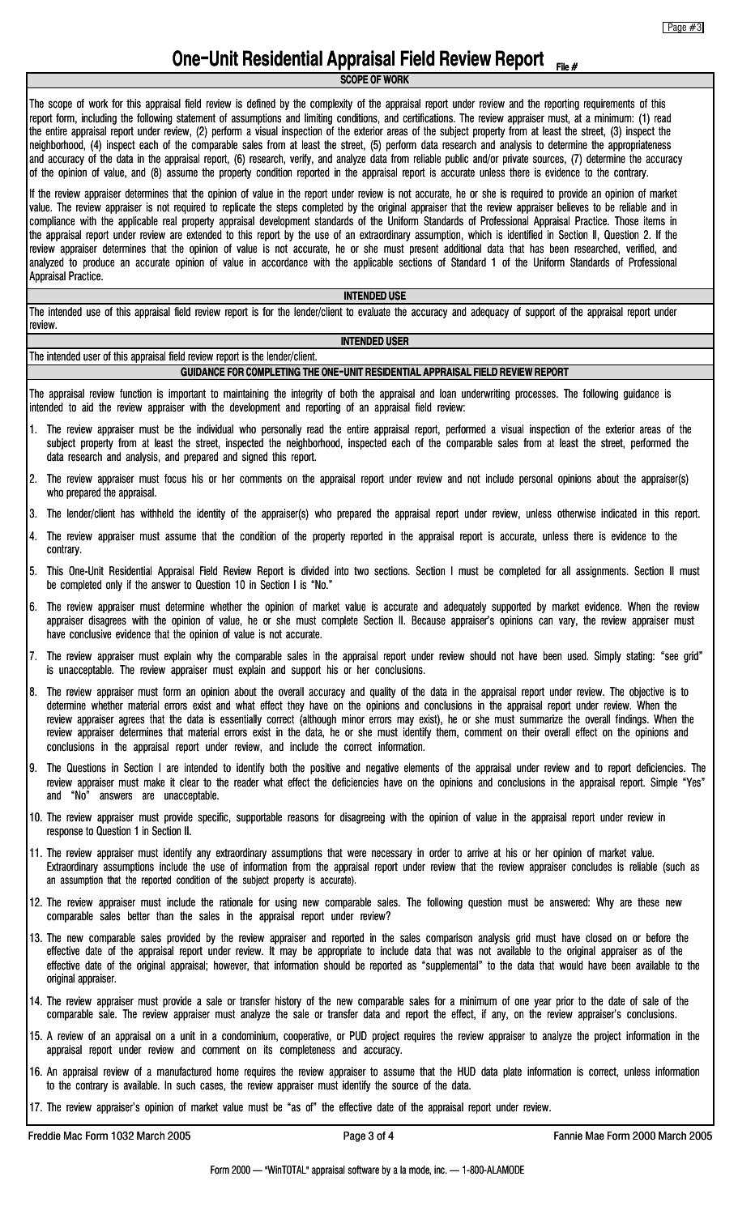# One-Unit Residential Appraisal Field Review Report

File #

## SCOPE OF WORK

The scope of work for this appraisal field review is defined by the complexity of the appraisal report under review and the reporting requirements of this report form, including the following statement of assumptions and limiting conditions, and certifications. The review appraiser must, at a minimum: (1) read the entire appraisal report under review, (2) perform a visual inspection of the exterior areas of the subject property from at least the street, (3) inspect the neighborhood, (4) inspect each of the comparable sales from at least the street, (5) perform data research and analysis to determine the appropriateness and accuracy of the data in the appraisal report, (6) research, verify, and analyze data from reliable public and/or private sources, (7) determine the accuracy of the opinion of value, and (8) assume the property condition reported in the appraisal report is accurate unless there is evidence to the contrary.

If the review appraiser determines that the opinion of value in the report under review is not accurate, he or she is required to provide an opinion of market value. The review appraiser is not required to replicate the steps completed by the original appraiser that the review appraiser believes to be reliable and in compliance with the applicable real property appraisal development standards of the Uniform Standards of Professional Appraisal Practice. Those items in the appraisal report under review are extended to this report by the use of an extraordinary assumption, which is identified in Section II, Question 2. If the review appraiser determines that the opinion of value is not accurate, he or she must present additional data that has been researched, verified, and analyzed to produce an accurate opinion of value in accordance with the applicable sections of Standard 1 of the Uniform Standards of Professional Appraisal Practice.

## INTENDED USE

The intended use of this appraisal field review report is for the lender/client to evaluate the accuracy and adequacy of support of the appraisal report under review.

## INTENDED USER

The intended user of this appraisal field review report is the lender/client.

## GUIDANCE FOR COMPLETING THE ONE-UNIT RESIDENTIAL APPRAISAL FIELD REVIEW REPORT

The appraisal review function is important to maintaining the integrity of both the appraisal and loan underwriting processes. The following guidance is intended to aid the review appraiser with the development and reporting of an appraisal field review:

1. The review appraiser must be the individual who personally read the entire appraisal report, performed a visual inspection of the exterior areas of the subject property from at least the street, inspected the neighborhood, inspected each of the comparable sales from at least the street, performed the data research and analysis, and prepared and signed this report.
2. The review appraiser must focus his or her comments on the appraisal report under review and not include personal opinions about the appraiser(s) who prepared the appraisal.
3. The lender/client has withheld the identity of the appraiser(s) who prepared the appraisal report under review, unless otherwise indicated in this report.
4. The review appraiser must assume that the condition of the property reported in the appraisal report is accurate, unless there is evidence to the contrary.
5. This One-Unit Residential Appraisal Field Review Report is divided into two sections. Section I must be completed for all assignments. Section II must be completed only if the answer to Question 10 in Section I is "No."
6. The review appraiser must determine whether the opinion of market value is accurate and adequately supported by market evidence. When the review appraiser disagrees with the opinion of value, he or she must complete Section II. Because appraiser's opinions can vary, the review appraiser must have conclusive evidence that the opinion of value is not accurate.
7. The review appraiser must explain why the comparable sales in the appraisal report under review should not have been used. Simply stating: "see grid" is unacceptable. The review appraiser must explain and support his or her conclusions.
8. The review appraiser must form an opinion about the overall accuracy and quality of the data in the appraisal report under review. The objective is to determine whether material errors exist and what effect they have on the opinions and conclusions in the appraisal report under review. When the review appraiser agrees that the data is essentially correct (although minor errors may exist), he or she must summarize the overall findings. When the review appraiser determines that material errors exist in the data, he or she must identify them, comment on their overall effect on the opinions and conclusions in the appraisal report under review, and include the correct information.
9. The Questions in Section I are intended to identify both the positive and negative elements of the appraisal under review and to report deficiencies. The review appraiser must make it clear to the reader what effect the deficiencies have on the opinions and conclusions in the appraisal report. Simple "Yes" and "No" answers are unacceptable.
10. The review appraiser must provide specific, supportable reasons for disagreeing with the opinion of value in the appraisal report under review in response to Question 1 in Section II.
11. The review appraiser must identify any extraordinary assumptions that were necessary in order to arrive at his or her opinion of market value. Extraordinary assumptions include the use of information from the appraisal report under review that the review appraiser concludes is reliable (such as an assumption that the reported condition of the subject property is accurate).
12. The review appraiser must include the rationale for using new comparable sales. The following question must be answered: Why are these new comparable sales better than the sales in the appraisal report under review?
13. The new comparable sales provided by the review appraiser and reported in the sales comparison analysis grid must have closed on or before the effective date of the appraisal report under review. It may be appropriate to include data that was not available to the original appraiser as of the effective date of the original appraisal; however, that information should be reported as "supplemental" to the data that would have been available to the original appraiser.
14. The review appraiser must provide a sale or transfer history of the new comparable sales for a minimum of one year prior to the date of sale of the comparable sale. The review appraiser must analyze the sale or transfer data and report the effect, if any, on the review appraiser's conclusions.
15. A review of an appraisal on a unit in a condominium, cooperative, or PUD project requires the review appraiser to analyze the project information in the appraisal report under review and comment on its completeness and accuracy.
16. An appraisal review of a manufactured home requires the review appraiser to assume that the HUD data plate information is correct, unless information to the contrary is available. In such cases, the review appraiser must identify the source of the data.
17. The review appraiser's opinion of market value must be "as of" the effective date of the appraisal report under review.

Freddie Mac Form 1032 March 2005 | Fannie Mae Form 2000 March 2005

Form 2000 — "WinTOTAL" appraisal software by a la mode, inc. — 1-800-ALAMODE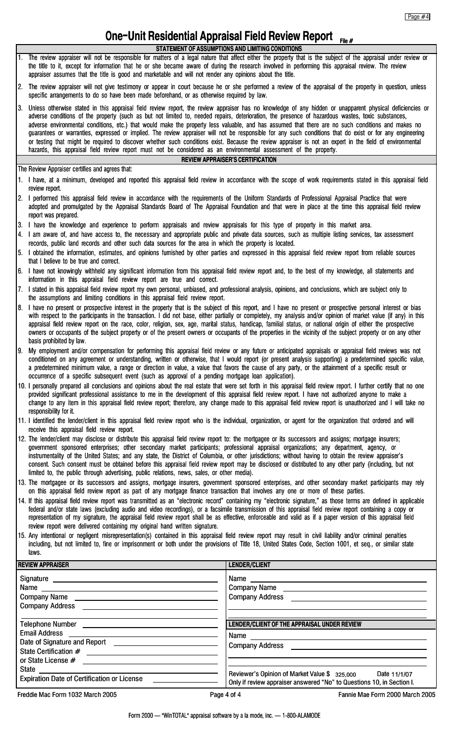# One-Unit Residential Appraisal Field Review Report

File #

## STATEMENT OF ASSUMPTIONS AND LIMITING CONDITIONS

1. The review appraiser will not be responsible for matters of a legal nature that affect either the property that is the subject of the appraisal under review or the title to it, except for information that he or she became aware of during the research involved in performing this appraisal review. The review appraiser assumes that the title is good and marketable and will not render any opinions about the title.

2. The review appraiser will not give testimony or appear in court because he or she performed a review of the appraisal of the property in question, unless specific arrangements to do so have been made beforehand, or as otherwise required by law.

3. Unless otherwise stated in this appraisal field review report, the review appraiser has no knowledge of any hidden or unapparent physical deficiencies or adverse conditions of the property (such as but not limited to, needed repairs, deterioration, the presence of hazardous wastes, toxic substances, adverse environmental conditions, etc.) that would make the property less valuable, and has assumed that there are no such conditions and makes no guarantees or warranties, expressed or implied. The review appraiser will not be responsible for any such conditions that do exist or for any engineering or testing that might be required to discover whether such conditions exist. Because the review appraiser is not an expert in the field of environmental hazards, this appraisal field review report must not be considered as an environmental assessment of the property.

## REVIEW APPRAISER'S CERTIFICATION

The Review Appraiser certifies and agrees that:

1. I have, at a minimum, developed and reported this appraisal field review in accordance with the scope of work requirements stated in this appraisal field review report.
2. I performed this appraisal field review in accordance with the requirements of the Uniform Standards of Professional Appraisal Practice that were adopted and promulgated by the Appraisal Standards Board of The Appraisal Foundation and that were in place at the time this appraisal field review report was prepared.
3. I have the knowledge and experience to perform appraisals and review appraisals for this type of property in this market area.
4. I am aware of, and have access to, the necessary and appropriate public and private data sources, such as multiple listing services, tax assessment records, public land records and other such data sources for the area in which the property is located.
5. I obtained the information, estimates, and opinions furnished by other parties and expressed in this appraisal field review report from reliable sources that I believe to be true and correct.
6. I have not knowingly withheld any significant information from this appraisal field review report and, to the best of my knowledge, all statements and information in this appraisal field review report are true and correct.
7. I stated in this appraisal field review report my own personal, unbiased, and professional analysis, opinions, and conclusions, which are subject only to the assumptions and limiting conditions in this appraisal field review report.
8. I have no present or prospective interest in the property that is the subject of this report, and I have no present or prospective personal interest or bias with respect to the participants in the transaction. I did not base, either partially or completely, my analysis and/or opinion of market value (if any) in this appraisal field review report on the race, color, religion, sex, age, marital status, handicap, familial status, or national origin of either the prospective owners or occupants of the subject property or of the present owners or occupants of the properties in the vicinity of the subject property or on any other basis prohibited by law.
9. My employment and/or compensation for performing this appraisal field review or any future or anticipated appraisals or appraisal field reviews was not conditioned on any agreement or understanding, written or otherwise, that I would report (or present analysis supporting) a predetermined specific value, a predetermined minimum value, a range or direction in value, a value that favors the cause of any party, or the attainment of a specific result or occurrence of a specific subsequent event (such as approval of a pending mortgage loan application).
10. I personally prepared all conclusions and opinions about the real estate that were set forth in this appraisal field review report. I further certify that no one provided significant professional assistance to me in the development of this appraisal field review report. I have not authorized anyone to make a change to any item in this appraisal field review report; therefore, any change made to this appraisal field review report is unauthorized and I will take no responsibility for it.
11. I identified the lender/client in this appraisal field review report who is the individual, organization, or agent for the organization that ordered and will receive this appraisal field review report.
12. The lender/client may disclose or distribute this appraisal field review report to: the mortgagee or its successors and assigns; mortgage insurers; government sponsored enterprises; other secondary market participants; professional appraisal organizations; any department, agency, or instrumentality of the United States; and any state, the District of Columbia, or other jurisdictions; without having to obtain the review appraiser's consent. Such consent must be obtained before this appraisal field review report may be disclosed or distributed to any other party (including, but not limited to, the public through advertising, public relations, news, sales, or other media).
13. The mortgagee or its successors and assigns, mortgage insurers, government sponsored enterprises, and other secondary market participants may rely on this appraisal field review report as part of any mortgage finance transaction that involves any one or more of these parties.
14. If this appraisal field review report was transmitted as an "electronic record" containing my "electronic signature," as those terms are defined in applicable federal and/or state laws (excluding audio and video recordings), or a facsimile transmission of this appraisal field review report containing a copy or representation of my signature, the appraisal field review report shall be as effective, enforceable and valid as if a paper version of this appraisal field review report were delivered containing my original hand written signature.
15. Any intentional or negligent misrepresentation(s) contained in this appraisal field review report may result in civil liability and/or criminal penalties including, but not limited to, fine or imprisonment or both under the provisions of Title 18, United States Code, Section 1001, et seq., or similar state laws.

| REVIEW APPRAISER | LENDER/CLIENT |
|---|---|
| Signature | Name |
| Name | Company Name |
| Company Name | Company Address |
| Company Address | |
| Telephone Number | **LENDER/CLIENT OF THE APPRAISAL UNDER REVIEW** |
| Email Address | Name |
| Date of Signature and Report | Company Address |
| State Certification # | |
| or State License # | |
| State | Reviewer's Opinion of Market Value $ 325,000 Date 11/1/07 |
| Expiration Date of Certification or License | Only if review appraiser answered "No" to Questions 10, in Section I. |

Freddie Mac Form 1032 March 2005 | Fannie Mae Form 2000 March 2005

Form 2000 — "WinTOTAL" appraisal software by a la mode, inc. — 1-800-ALAMODE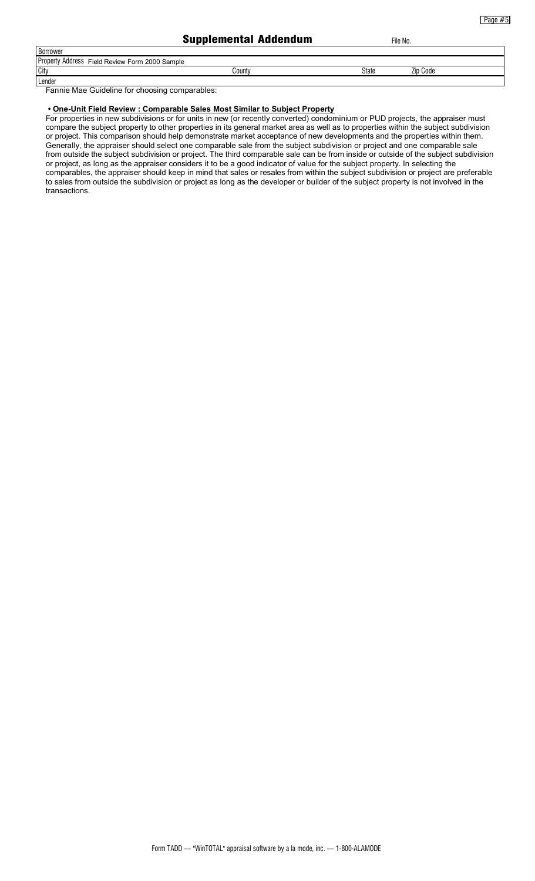# Supplemental Addendum

File No.

| | | | |
|---|---|---|---|
| Borrower | | | |
| Property Address Field Review Form 2000 Sample | | | |
| City | County | State | Zip Code |
| Lender | | | |

Fannie Mae Guideline for choosing comparables:

- **<u>One-Unit Field Review : Comparable Sales Most Similar to Subject Property</u>**

For properties in new subdivisions or for units in new (or recently converted) condominium or PUD projects, the appraiser must compare the subject property to other properties in its general market area as well as to properties within the subject subdivision or project. This comparison should help demonstrate market acceptance of new developments and the properties within them. Generally, the appraiser should select one comparable sale from the subject subdivision or project and one comparable sale from outside the subject subdivision or project. The third comparable sale can be from inside or outside of the subject subdivision or project, as long as the appraiser considers it to be a good indicator of value for the subject property. In selecting the comparables, the appraiser should keep in mind that sales or resales from within the subject subdivision or project are preferable to sales from outside the subdivision or project as long as the developer or builder of the subject property is not involved in the transactions.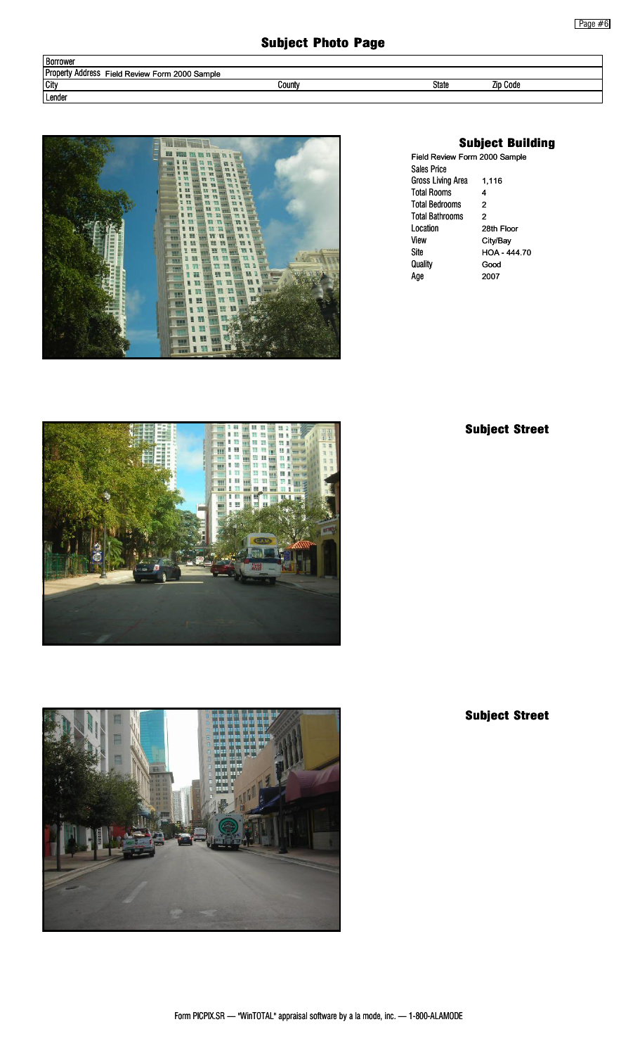# Subject Photo Page

| Borrower | | | |
|---|---|---|---|
| Property Address Field Review Form 2000 Sample | | | |
| City | County | State | Zip Code |
| Lender | | | |

## Subject Building

Field Review Form 2000 Sample

| | |
|---|---|
| Sales Price | |
| Gross Living Area | 1,116 |
| Total Rooms | 4 |
| Total Bedrooms | 2 |
| Total Bathrooms | 2 |
| Location | 28th Floor |
| View | City/Bay |
| Site | HOA - 444.70 |
| Quality | Good |
| Age | 2007 |

## Subject Street

## Subject Street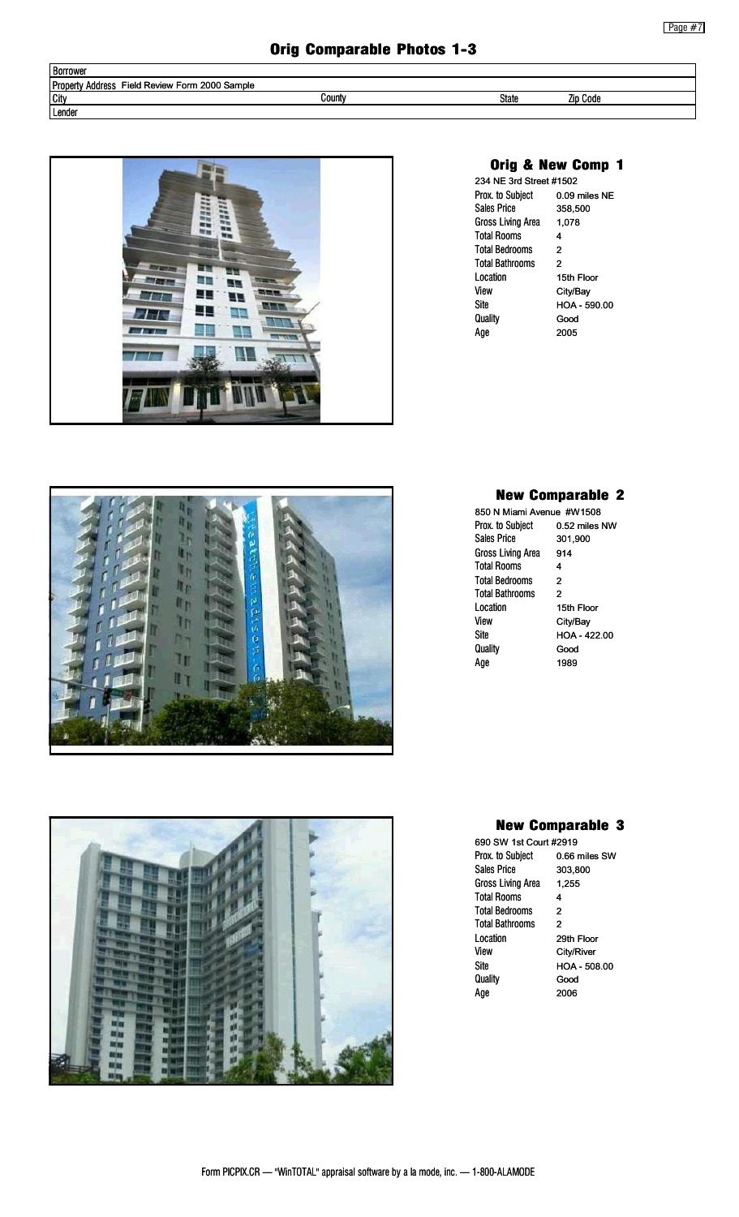# Orig Comparable Photos 1-3

| Borrower | | | |
|---|---|---|---|
| Property Address Field Review Form 2000 Sample | | | |
| City | County | State | Zip Code |
| Lender | | | |

## Orig & New Comp 1

234 NE 3rd Street #1502

| | |
|---|---|
| Prox. to Subject | 0.09 miles NE |
| Sales Price | 358,500 |
| Gross Living Area | 1,078 |
| Total Rooms | 4 |
| Total Bedrooms | 2 |
| Total Bathrooms | 2 |
| Location | 15th Floor |
| View | City/Bay |
| Site | HOA - 590.00 |
| Quality | Good |
| Age | 2005 |

## New Comparable 2

850 N Miami Avenue #W1508

| | |
|---|---|
| Prox. to Subject | 0.52 miles NW |
| Sales Price | 301,900 |
| Gross Living Area | 914 |
| Total Rooms | 4 |
| Total Bedrooms | 2 |
| Total Bathrooms | 2 |
| Location | 15th Floor |
| View | City/Bay |
| Site | HOA - 422.00 |
| Quality | Good |
| Age | 1989 |

## New Comparable 3

690 SW 1st Court #2919

| | |
|---|---|
| Prox. to Subject | 0.66 miles SW |
| Sales Price | 303,800 |
| Gross Living Area | 1,255 |
| Total Rooms | 4 |
| Total Bedrooms | 2 |
| Total Bathrooms | 2 |
| Location | 29th Floor |
| View | City/River |
| Site | HOA - 508.00 |
| Quality | Good |
| Age | 2006 |

Form PICPIX.CR — "WinTOTAL" appraisal software by a la mode, inc. — 1-800-ALAMODE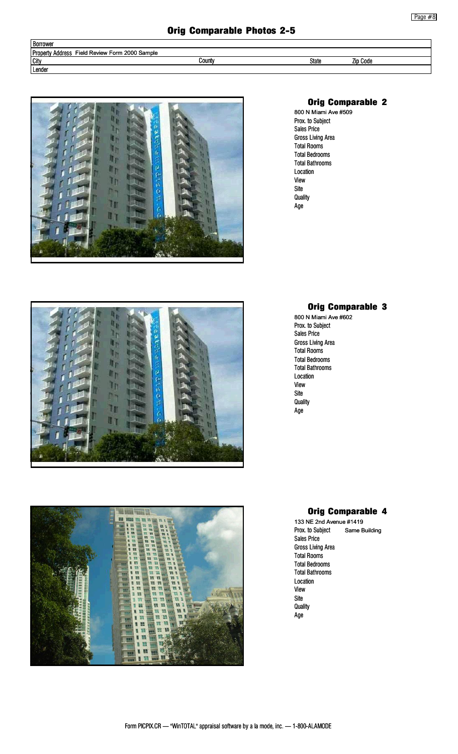# Orig Comparable Photos 2-5

| Borrower | | | |
|---|---|---|---|
| Property Address Field Review Form 2000 Sample | | | |
| City | County | State | Zip Code |
| Lender | | | |

## Orig Comparable 2

800 N Miami Ave #509
Prox. to Subject
Sales Price
Gross Living Area
Total Rooms
Total Bedrooms
Total Bathrooms
Location
View
Site
Quality
Age

## Orig Comparable 3

800 N Miami Ave #602
Prox. to Subject
Sales Price
Gross Living Area
Total Rooms
Total Bedrooms
Total Bathrooms
Location
View
Site
Quality
Age

## Orig Comparable 4

133 NE 2nd Avenue #1419
Prox. to Subject Same Building
Sales Price
Gross Living Area
Total Rooms
Total Bedrooms
Total Bathrooms
Location
View
Site
Quality
Age

Form PICPIX.CR — "WinTOTAL" appraisal software by a la mode, inc. — 1-800-ALAMODE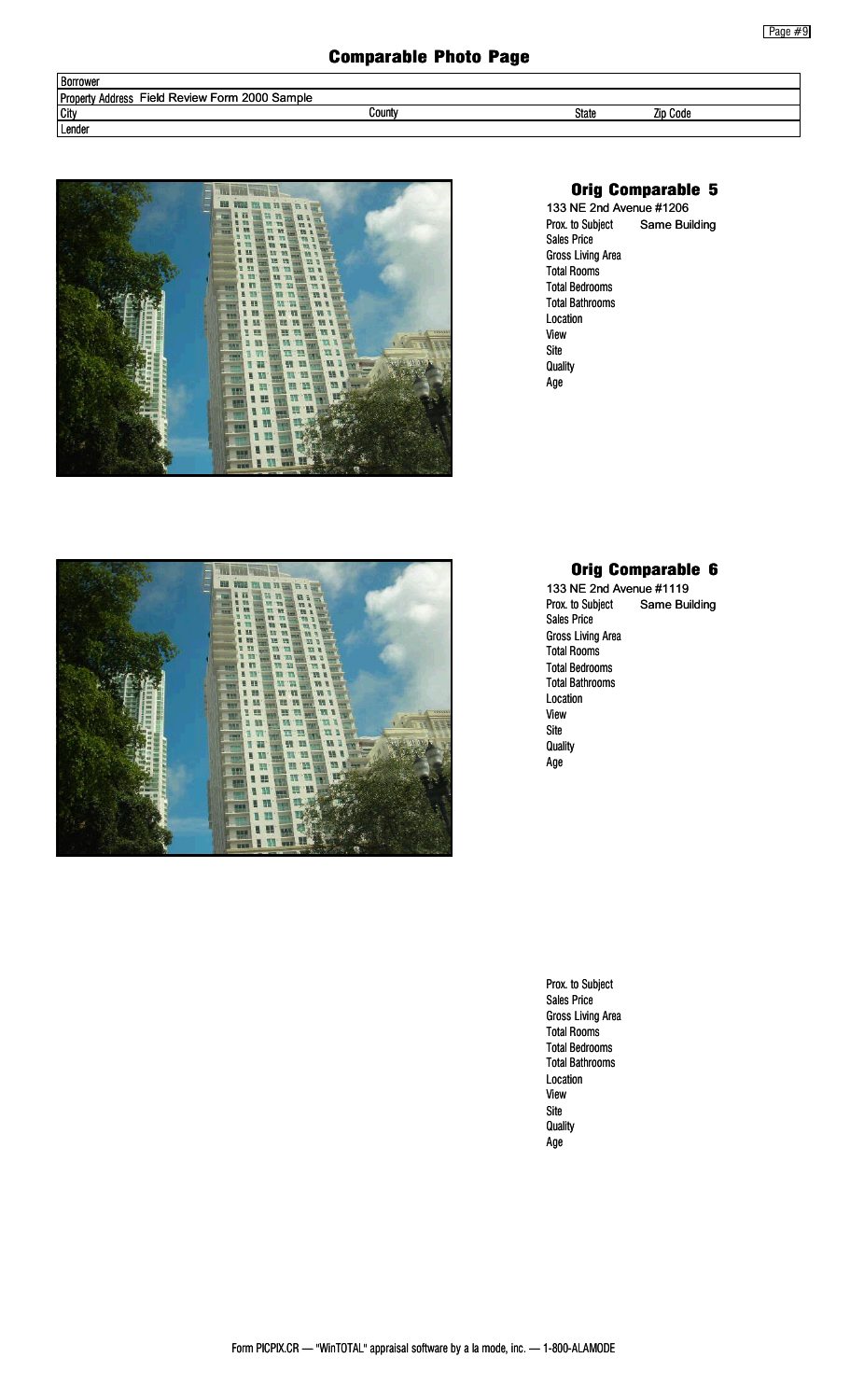# Comparable Photo Page

| | | | |
|---|---|---|---|
| Borrower | | | |
| Property Address Field Review Form 2000 Sample | | | |
| City | County | State | Zip Code |
| Lender | | | |

## Orig Comparable 5

133 NE 2nd Avenue #1206

| | |
|---|---|
| Prox. to Subject | Same Building |
| Sales Price | |
| Gross Living Area | |
| Total Rooms | |
| Total Bedrooms | |
| Total Bathrooms | |
| Location | |
| View | |
| Site | |
| Quality | |
| Age | |

## Orig Comparable 6

133 NE 2nd Avenue #1119

| | |
|---|---|
| Prox. to Subject | Same Building |
| Sales Price | |
| Gross Living Area | |
| Total Rooms | |
| Total Bedrooms | |
| Total Bathrooms | |
| Location | |
| View | |
| Site | |
| Quality | |
| Age | |

| | |
|---|---|
| Prox. to Subject | |
| Sales Price | |
| Gross Living Area | |
| Total Rooms | |
| Total Bedrooms | |
| Total Bathrooms | |
| Location | |
| View | |
| Site | |
| Quality | |
| Age | |

Form PICPIX.CR — "WinTOTAL" appraisal software by a la mode, inc. — 1-800-ALAMODE